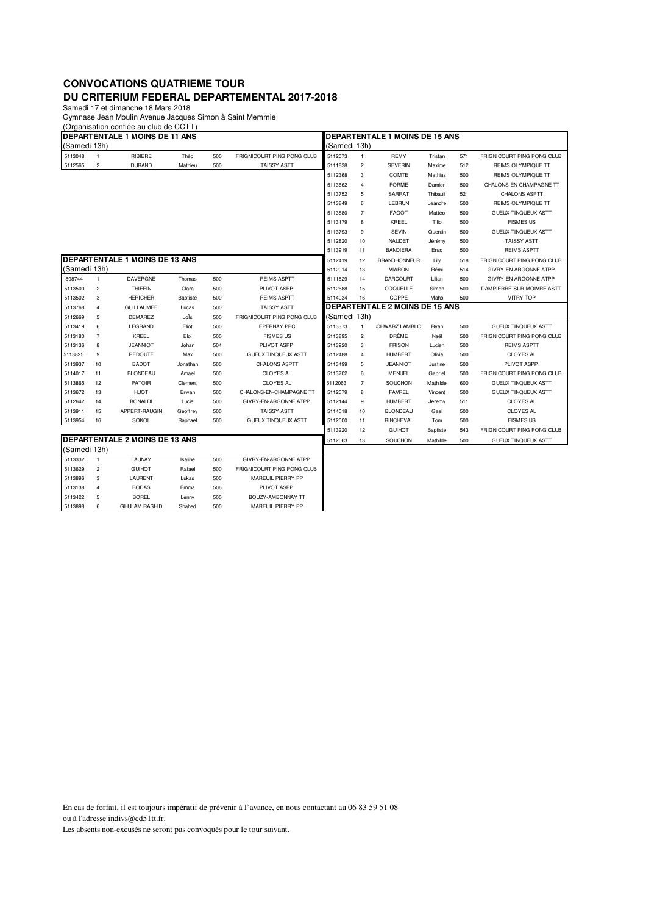# CONVOCATIONS QUATRIEME TOUR
# DU CRITERIUM FEDERAL DEPARTEMENTAL 2017-2018

Samedi 17 et dimanche 18 Mars 2018

Gymnase Jean Moulin Avenue Jacques Simon à Saint Memmie

(Organisation confiée au club de CCTT)

## DEPARTENTALE 1 MOINS DE 11 ANS

(Samedi 13h)

| | | | | | |
|---|---|---|---|---|---|
| 5113048 | 1 | RIBIERE | Théo | 500 | FRIGNICOURT PING PONG CLUB |
| 5112565 | 2 | DURAND | Mathieu | 500 | TAISSY ASTT |

## DEPARTENTALE 1 MOINS DE 13 ANS

(Samedi 13h)

| | | | | | |
|---|---|---|---|---|---|
| 898744 | 1 | DAVERGNE | Thomas | 500 | REIMS ASPTT |
| 5113500 | 2 | THIEFIN | Clara | 500 | PLIVOT ASPP |
| 5113502 | 3 | HERICHER | Baptiste | 500 | REIMS ASPTT |
| 5113768 | 4 | GUILLAUMEE | Lucas | 500 | TAISSY ASTT |
| 5112669 | 5 | DEMAREZ | LoÎs | 500 | FRIGNICOURT PING PONG CLUB |
| 5113419 | 6 | LEGRAND | Eliot | 500 | EPERNAY PPC |
| 5113180 | 7 | KREEL | Eloi | 500 | FISMES US |
| 5113136 | 8 | JEANNIOT | Johan | 504 | PLIVOT ASPP |
| 5113825 | 9 | REDOUTE | Max | 500 | GUEUX TINQUEUX ASTT |
| 5113937 | 10 | BADOT | Jonathan | 500 | CHALONS ASPTT |
| 5114017 | 11 | BLONDEAU | Amael | 500 | CLOYES AL |
| 5113865 | 12 | PATOIR | Clement | 500 | CLOYES AL |
| 5113672 | 13 | HUOT | Erwan | 500 | CHALONS-EN-CHAMPAGNE TT |
| 5112642 | 14 | BONALDI | Lucie | 500 | GIVRY-EN-ARGONNE ATPP |
| 5113911 | 15 | APPERT-RAUGIN | Geoffrey | 500 | TAISSY ASTT |
| 5113954 | 16 | SOKOL | Raphael | 500 | GUEUX TINQUEUX ASTT |

## DEPARTENTALE 2 MOINS DE 13 ANS

(Samedi 13h)

| | | | | | |
|---|---|---|---|---|---|
| 5113332 | 1 | LAUNAY | Isaline | 500 | GIVRY-EN-ARGONNE ATPP |
| 5113629 | 2 | GUIHOT | Rafael | 500 | FRIGNICOURT PING PONG CLUB |
| 5113896 | 3 | LAURENT | Lukas | 500 | MAREUIL PIERRY PP |
| 5113138 | 4 | BODAS | Emma | 506 | PLIVOT ASPP |
| 5113422 | 5 | BOREL | Lenny | 500 | BOUZY-AMBONNAY TT |
| 5113898 | 6 | GHULAM RASHID | Shahed | 500 | MAREUIL PIERRY PP |

## DEPARTENTALE 1 MOINS DE 15 ANS

(Samedi 13h)

| | | | | | |
|---|---|---|---|---|---|
| 5112073 | 1 | REMY | Tristan | 571 | FRIGNICOURT PING PONG CLUB |
| 5111838 | 2 | SEVERIN | Maxime | 512 | REIMS OLYMPIQUE TT |
| 5112368 | 3 | COMTE | Mathias | 500 | REIMS OLYMPIQUE TT |
| 5113662 | 4 | FORME | Damien | 500 | CHALONS-EN-CHAMPAGNE TT |
| 5113752 | 5 | SARRAT | Thibault | 521 | CHALONS ASPTT |
| 5113849 | 6 | LEBRUN | Leandre | 500 | REIMS OLYMPIQUE TT |
| 5113880 | 7 | FAGOT | Mattéo | 500 | GUEUX TINQUEUX ASTT |
| 5113179 | 8 | KREEL | Tilio | 500 | FISMES US |
| 5113793 | 9 | SEVIN | Quentin | 500 | GUEUX TINQUEUX ASTT |
| 5112820 | 10 | NAUDET | Jérémy | 500 | TAISSY ASTT |
| 5113919 | 11 | BANDIERA | Enzo | 500 | REIMS ASPTT |
| 5112419 | 12 | BRANDHONNEUR | Lily | 518 | FRIGNICOURT PING PONG CLUB |
| 5112014 | 13 | VIARON | Rémi | 514 | GIVRY-EN-ARGONNE ATPP |
| 5111829 | 14 | DARCOURT | Lilian | 500 | GIVRY-EN-ARGONNE ATPP |
| 5112688 | 15 | COQUELLE | Simon | 500 | DAMPIERRE-SUR-MOIVRE ASTT |
| 5114034 | 16 | COPPE | Maho | 500 | VITRY TOP |

## DEPARTENTALE 2 MOINS DE 15 ANS

(Samedi 13h)

| | | | | | |
|---|---|---|---|---|---|
| 5113373 | 1 | CHWARZ LAMBLO | Ryan | 500 | GUEUX TINQUEUX ASTT |
| 5113895 | 2 | DRÊME | Naël | 500 | FRIGNICOURT PING PONG CLUB |
| 5113920 | 3 | FRISON | Lucien | 500 | REIMS ASPTT |
| 5112488 | 4 | HUMBERT | Olivia | 500 | CLOYES AL |
| 5113499 | 5 | JEANNIOT | Justine | 500 | PLIVOT ASPP |
| 5113702 | 6 | MENUEL | Gabriel | 500 | FRIGNICOURT PING PONG CLUB |
| 5112063 | 7 | SOUCHON | Mathilde | 600 | GUEUX TINQUEUX ASTT |
| 5112079 | 8 | FAVREL | Vincent | 500 | GUEUX TINQUEUX ASTT |
| 5112144 | 9 | HUMBERT | Jeremy | 511 | CLOYES AL |
| 5114018 | 10 | BLONDEAU | Gael | 500 | CLOYES AL |
| 5112000 | 11 | RINCHEVAL | Tom | 500 | FISMES US |
| 5113220 | 12 | GUIHOT | Baptiste | 543 | FRIGNICOURT PING PONG CLUB |
| 5112063 | 13 | SOUCHON | Mathilde | 500 | GUEUX TINQUEUX ASTT |

En cas de forfait, il est toujours impératif de prévenir à l'avance, en nous contactant au 06 83 59 51 08 ou à l'adresse indivs@cd51tt.fr.

Les absents non-excusés ne seront pas convoqués pour le tour suivant.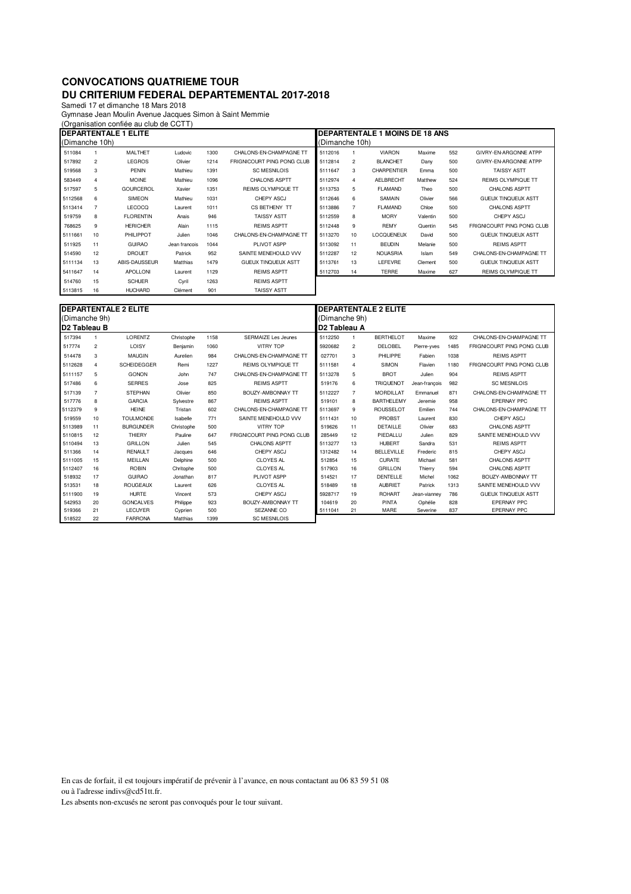## CONVOCATIONS QUATRIEME TOUR
## DU CRITERIUM FEDERAL DEPARTEMENTAL 2017-2018

Samedi 17 et dimanche 18 Mars 2018
Gymnase Jean Moulin Avenue Jacques Simon à Saint Memmie
(Organisation confiée au club de CCTT)

### DEPARTENTALE 1 ELITE
(Dimanche 10h)

| | | | | | |
|---|---|---|---|---|---|
| 511084 | 1 | MALTHET | Ludovic | 1300 | CHALONS-EN-CHAMPAGNE TT |
| 517892 | 2 | LEGROS | Olivier | 1214 | FRIGNICOURT PING PONG CLUB |
| 519568 | 3 | PENIN | Mathieu | 1391 | SC MESNILOIS |
| 583449 | 4 | MOINE | Mathieu | 1096 | CHALONS ASPTT |
| 517597 | 5 | GOURCEROL | Xavier | 1351 | REIMS OLYMPIQUE TT |
| 5112568 | 6 | SIMEON | Mathieu | 1031 | CHEPY ASCJ |
| 5113414 | 7 | LECOCQ | Laurent | 1011 | CS BETHENY TT |
| 519759 | 8 | FLORENTIN | Anais | 946 | TAISSY ASTT |
| 768625 | 9 | HERICHER | Alain | 1115 | REIMS ASPTT |
| 5111661 | 10 | PHILIPPOT | Julien | 1046 | CHALONS-EN-CHAMPAGNE TT |
| 511925 | 11 | GUIRAO | Jean francois | 1044 | PLIVOT ASPP |
| 514590 | 12 | DROUET | Patrick | 952 | SAINTE MENEHOULD VVV |
| 5111134 | 13 | ABIS-DAUSSEUR | Matthias | 1479 | GUEUX TINQUEUX ASTT |
| 5411647 | 14 | APOLLONI | Laurent | 1129 | REIMS ASPTT |
| 514760 | 15 | SCHUER | Cyril | 1263 | REIMS ASPTT |
| 5113815 | 16 | HUCHARD | Clément | 901 | TAISSY ASTT |

### DEPARTENTALE 1 MOINS DE 18 ANS
(Dimanche 10h)

| | | | | | |
|---|---|---|---|---|---|
| 5112016 | 1 | VIARON | Maxime | 552 | GIVRY-EN-ARGONNE ATPP |
| 5112814 | 2 | BLANCHET | Dany | 500 | GIVRY-EN-ARGONNE ATPP |
| 5111647 | 3 | CHARPENTIER | Emma | 500 | TAISSY ASTT |
| 5112974 | 4 | AELBRECHT | Matthew | 524 | REIMS OLYMPIQUE TT |
| 5113753 | 5 | FLAMAND | Theo | 500 | CHALONS ASPTT |
| 5112646 | 6 | SAMAIN | Olivier | 566 | GUEUX TINQUEUX ASTT |
| 5113886 | 7 | FLAMAND | Chloe | 500 | CHALONS ASPTT |
| 5112559 | 8 | MORY | Valentin | 500 | CHEPY ASCJ |
| 5112448 | 9 | REMY | Quentin | 545 | FRIGNICOURT PING PONG CLUB |
| 5113270 | 10 | LOCQUENEUX | David | 500 | GUEUX TINQUEUX ASTT |
| 5113092 | 11 | BEUDIN | Melanie | 500 | REIMS ASPTT |
| 5112287 | 12 | NOUASRIA | Islam | 549 | CHALONS-EN-CHAMPAGNE TT |
| 5113761 | 13 | LEFEVRE | Clement | 500 | GUEUX TINQUEUX ASTT |
| 5112703 | 14 | TERRE | Maxime | 627 | REIMS OLYMPIQUE TT |

### DEPARTENTALE 2 ELITE
(Dimanche 9h)
**D2 Tableau B**

| | | | | | |
|---|---|---|---|---|---|
| 517394 | 1 | LORENTZ | Christophe | 1158 | SERMAIZE Les Jeunes |
| 517774 | 2 | LOISY | Benjamin | 1060 | VITRY TOP |
| 514478 | 3 | MAUGIN | Aurelien | 984 | CHALONS-EN-CHAMPAGNE TT |
| 5112628 | 4 | SCHEIDEGGER | Remi | 1227 | REIMS OLYMPIQUE TT |
| 5111157 | 5 | GONON | John | 747 | CHALONS-EN-CHAMPAGNE TT |
| 517486 | 6 | SERRES | Jose | 825 | REIMS ASPTT |
| 517139 | 7 | STEPHAN | Olivier | 850 | BOUZY-AMBONNAY TT |
| 517776 | 8 | GARCIA | Sylvestre | 867 | REIMS ASPTT |
| 5112379 | 9 | HEINE | Tristan | 602 | CHALONS-EN-CHAMPAGNE TT |
| 519559 | 10 | TOULMONDE | Isabelle | 771 | SAINTE MENEHOULD VVV |
| 5113989 | 11 | BURGUNDER | Christophe | 500 | VITRY TOP |
| 5110815 | 12 | THIERY | Pauline | 647 | FRIGNICOURT PING PONG CLUB |
| 5110494 | 13 | GRILLON | Julien | 545 | CHALONS ASPTT |
| 511366 | 14 | RENAULT | Jacques | 646 | CHEPY ASCJ |
| 5111005 | 15 | MEILLAN | Delphine | 500 | CLOYES AL |
| 5112407 | 16 | ROBIN | Chritophe | 500 | CLOYES AL |
| 518932 | 17 | GUIRAO | Jonathan | 817 | PLIVOT ASPP |
| 513531 | 18 | ROUGEAUX | Laurent | 626 | CLOYES AL |
| 5111900 | 19 | HURTE | Vincent | 573 | CHEPY ASCJ |
| 542953 | 20 | GONCALVES | Philippe | 923 | BOUZY-AMBONNAY TT |
| 519366 | 21 | LECUYER | Cyprien | 500 | SEZANNE CO |
| 518522 | 22 | FARRONA | Matthias | 1399 | SC MESNILOIS |

### DEPARTENTALE 2 ELITE
(Dimanche 9h)
**D2 Tableau A**

| | | | | | |
|---|---|---|---|---|---|
| 5112250 | 1 | BERTHELOT | Maxime | 922 | CHALONS-EN-CHAMPAGNE TT |
| 5920682 | 2 | DELOBEL | Pierre-yves | 1485 | FRIGNICOURT PING PONG CLUB |
| 027701 | 3 | PHILIPPE | Fabien | 1038 | REIMS ASPTT |
| 5111581 | 4 | SIMON | Flavien | 1180 | FRIGNICOURT PING PONG CLUB |
| 5113278 | 5 | BROT | Julien | 904 | REIMS ASPTT |
| 519176 | 6 | TRIQUENOT | Jean-françois | 982 | SC MESNILOIS |
| 5112227 | 7 | MORDILLAT | Emmanuel | 871 | CHALONS-EN-CHAMPAGNE TT |
| 519101 | 8 | BARTHELEMY | Jeremie | 958 | EPERNAY PPC |
| 5113697 | 9 | ROUSSELOT | Emilien | 744 | CHALONS-EN-CHAMPAGNE TT |
| 5111431 | 10 | PROBST | Laurent | 830 | CHEPY ASCJ |
| 519626 | 11 | DETAILLE | Olivier | 683 | CHALONS ASPTT |
| 285449 | 12 | PIEDALLU | Julien | 829 | SAINTE MENEHOULD VVV |
| 5113277 | 13 | HUBERT | Sandra | 531 | REIMS ASPTT |
| 1312482 | 14 | BELLEVILLE | Frederic | 815 | CHEPY ASCJ |
| 512854 | 15 | CURATE | Michael | 581 | CHALONS ASPTT |
| 517903 | 16 | GRILLON | Thierry | 594 | CHALONS ASPTT |
| 514521 | 17 | DENTELLE | Michel | 1062 | BOUZY-AMBONNAY TT |
| 518489 | 18 | AUBRIET | Patrick | 1313 | SAINTE MENEHOULD VVV |
| 5928717 | 19 | ROHART | Jean-vianney | 786 | GUEUX TINQUEUX ASTT |
| 104619 | 20 | PINTA | Ophélie | 828 | EPERNAY PPC |
| 5111041 | 21 | MARE | Severine | 837 | EPERNAY PPC |

En cas de forfait, il est toujours impératif de prévenir à l'avance, en nous contactant au 06 83 59 51 08
ou à l'adresse indivs@cd51tt.fr.
Les absents non-excusés ne seront pas convoqués pour le tour suivant.